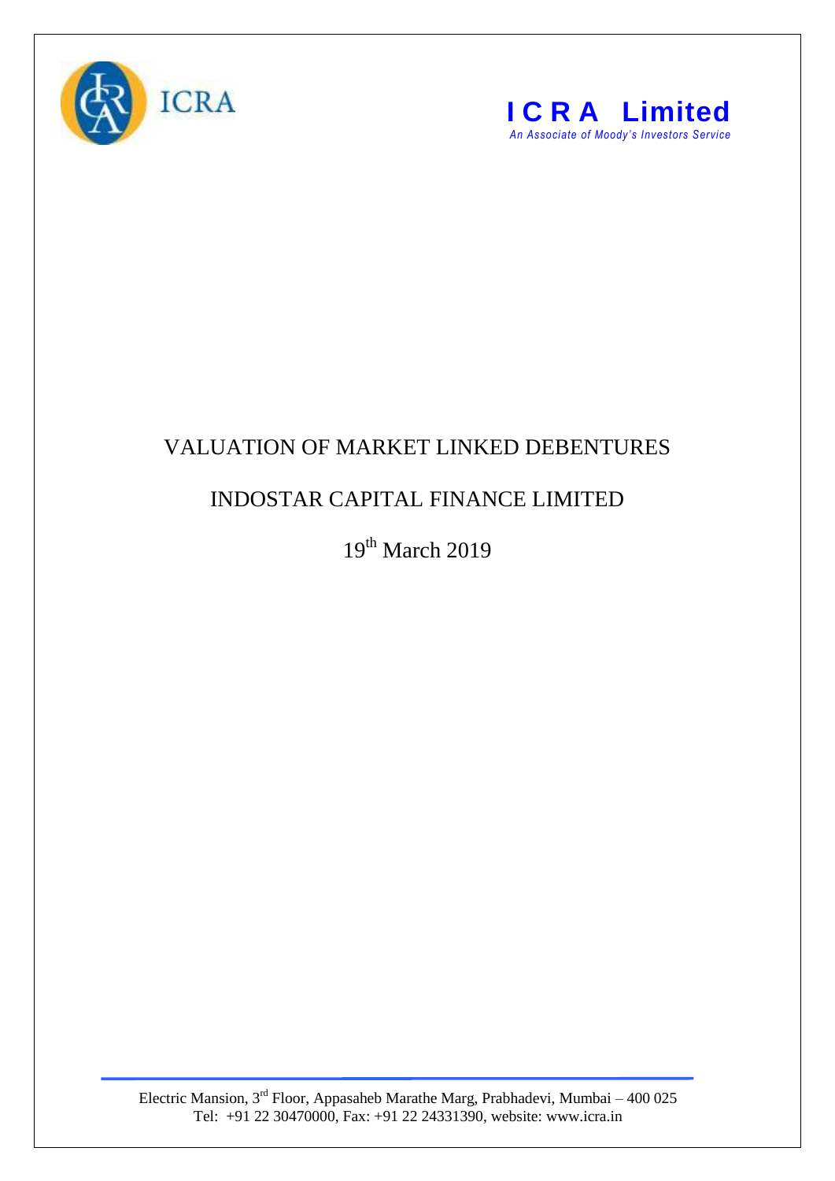ICRA

**ICRA Limited**
*An Associate of Moody's Investors Service*

# VALUATION OF MARKET LINKED DEBENTURES

## INDOSTAR CAPITAL FINANCE LIMITED

19th March 2019

Electric Mansion, 3rd Floor, Appasaheb Marathe Marg, Prabhadevi, Mumbai – 400 025
Tel: +91 22 30470000, Fax: +91 22 24331390, website: www.icra.in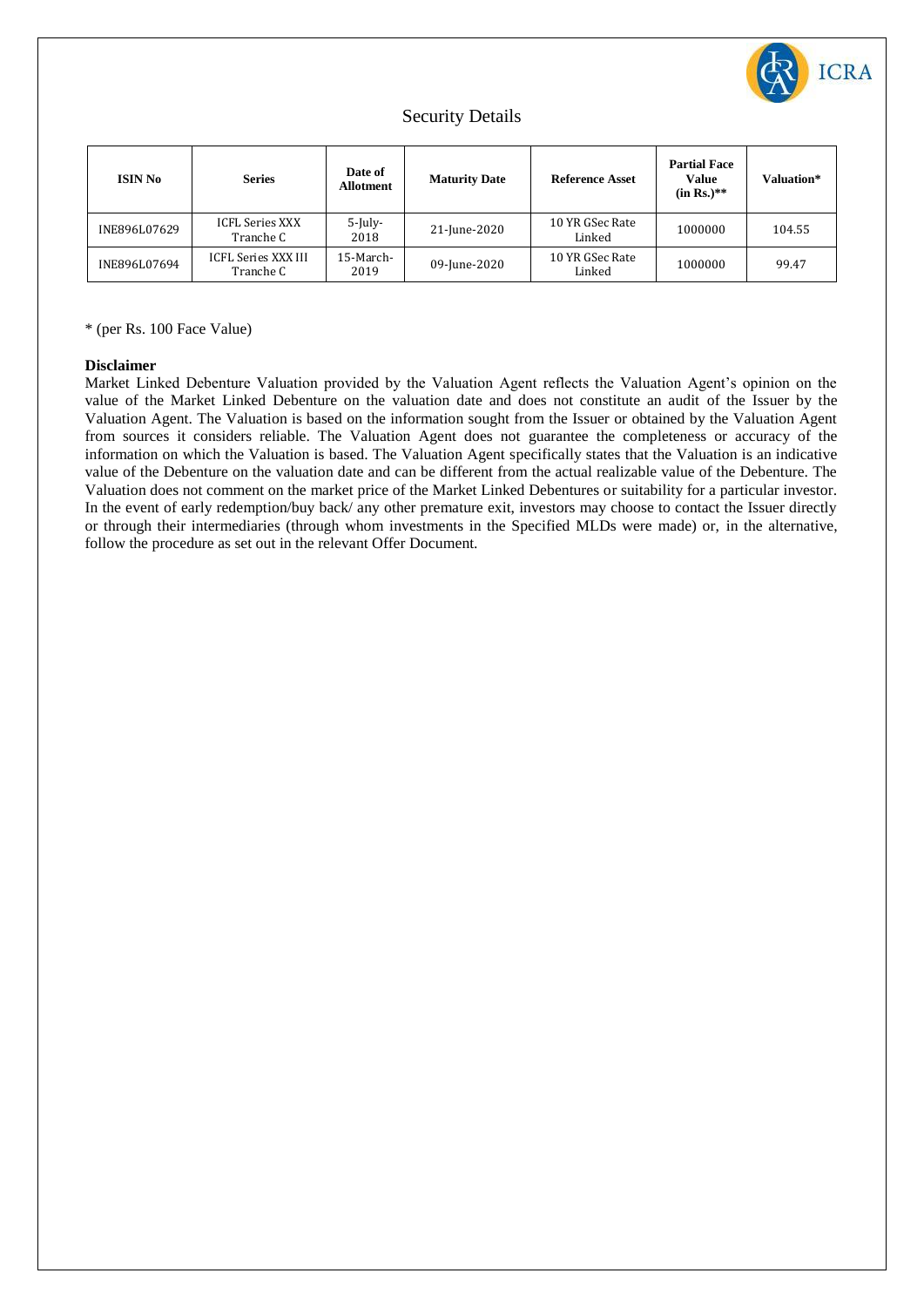## Security Details

| ISIN No | Series | Date of Allotment | Maturity Date | Reference Asset | Partial Face Value (in Rs.)** | Valuation* |
|---|---|---|---|---|---|---|
| INE896L07629 | ICFL Series XXX Tranche C | 5-July-2018 | 21-June-2020 | 10 YR GSec Rate Linked | 1000000 | 104.55 |
| INE896L07694 | ICFL Series XXX III Tranche C | 15-March-2019 | 09-June-2020 | 10 YR GSec Rate Linked | 1000000 | 99.47 |

* (per Rs. 100 Face Value)

**Disclaimer**

Market Linked Debenture Valuation provided by the Valuation Agent reflects the Valuation Agent's opinion on the value of the Market Linked Debenture on the valuation date and does not constitute an audit of the Issuer by the Valuation Agent. The Valuation is based on the information sought from the Issuer or obtained by the Valuation Agent from sources it considers reliable. The Valuation Agent does not guarantee the completeness or accuracy of the information on which the Valuation is based. The Valuation Agent specifically states that the Valuation is an indicative value of the Debenture on the valuation date and can be different from the actual realizable value of the Debenture. The Valuation does not comment on the market price of the Market Linked Debentures or suitability for a particular investor. In the event of early redemption/buy back/ any other premature exit, investors may choose to contact the Issuer directly or through their intermediaries (through whom investments in the Specified MLDs were made) or, in the alternative, follow the procedure as set out in the relevant Offer Document.